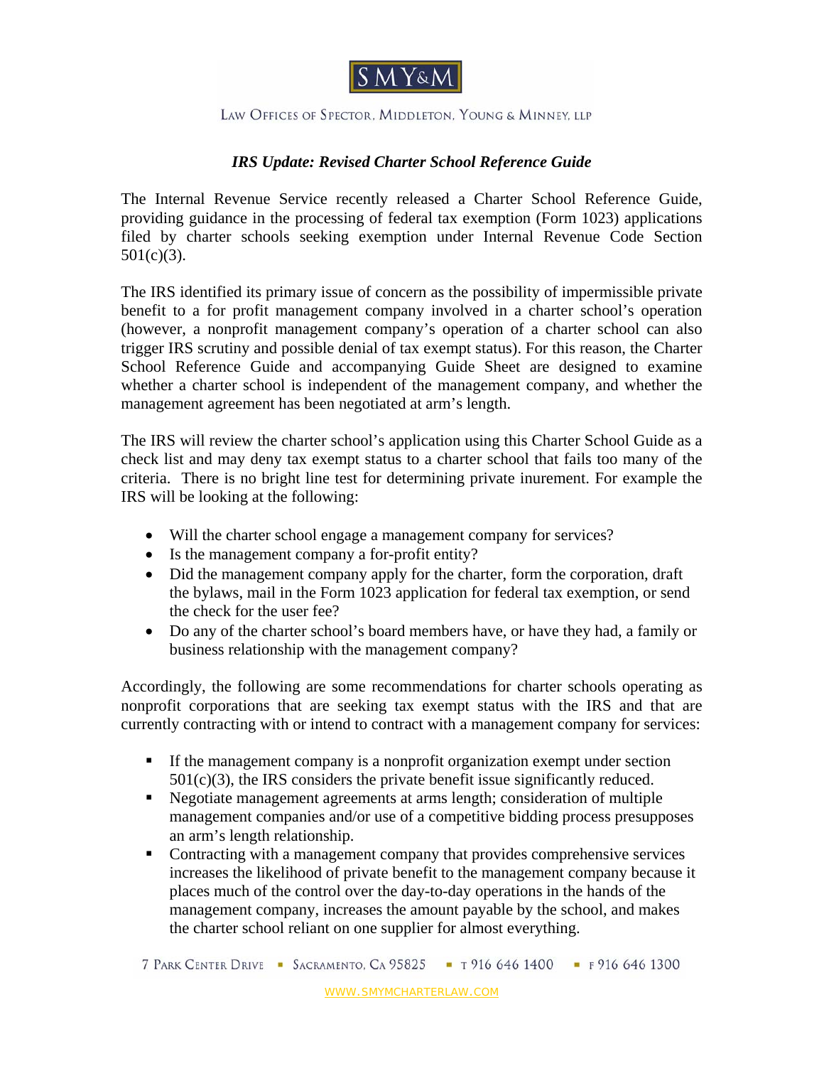SMY&M

LAW OFFICES OF SPECTOR, MIDDLETON, YOUNG & MINNEY, LLP

### *IRS Update: Revised Charter School Reference Guide*

The Internal Revenue Service recently released a Charter School Reference Guide, providing guidance in the processing of federal tax exemption (Form 1023) applications filed by charter schools seeking exemption under Internal Revenue Code Section 501(c)(3).

The IRS identified its primary issue of concern as the possibility of impermissible private benefit to a for profit management company involved in a charter school's operation (however, a nonprofit management company's operation of a charter school can also trigger IRS scrutiny and possible denial of tax exempt status). For this reason, the Charter School Reference Guide and accompanying Guide Sheet are designed to examine whether a charter school is independent of the management company, and whether the management agreement has been negotiated at arm's length.

The IRS will review the charter school's application using this Charter School Guide as a check list and may deny tax exempt status to a charter school that fails too many of the criteria. There is no bright line test for determining private inurement. For example the IRS will be looking at the following:

- Will the charter school engage a management company for services?
- Is the management company a for-profit entity?
- Did the management company apply for the charter, form the corporation, draft the bylaws, mail in the Form 1023 application for federal tax exemption, or send the check for the user fee?
- Do any of the charter school's board members have, or have they had, a family or business relationship with the management company?

Accordingly, the following are some recommendations for charter schools operating as nonprofit corporations that are seeking tax exempt status with the IRS and that are currently contracting with or intend to contract with a management company for services:

- If the management company is a nonprofit organization exempt under section 501(c)(3), the IRS considers the private benefit issue significantly reduced.
- Negotiate management agreements at arms length; consideration of multiple management companies and/or use of a competitive bidding process presupposes an arm's length relationship.
- Contracting with a management company that provides comprehensive services increases the likelihood of private benefit to the management company because it places much of the control over the day-to-day operations in the hands of the management company, increases the amount payable by the school, and makes the charter school reliant on one supplier for almost everything.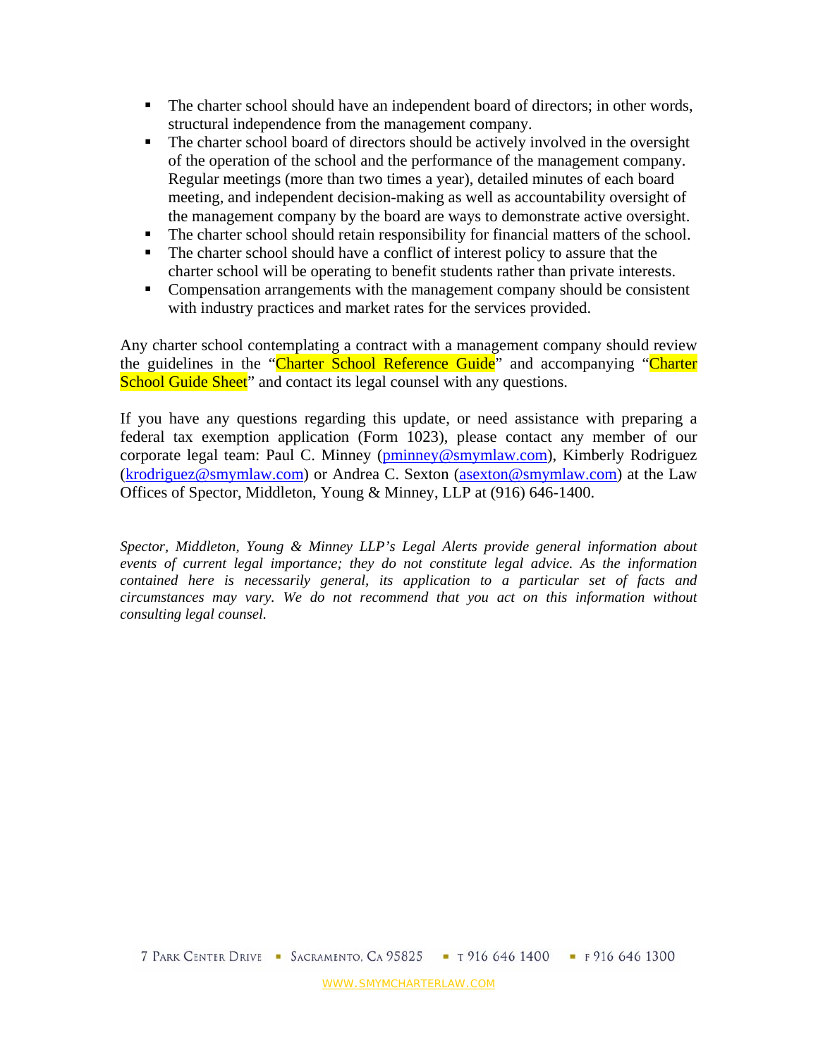- The charter school should have an independent board of directors; in other words, structural independence from the management company.
- The charter school board of directors should be actively involved in the oversight of the operation of the school and the performance of the management company. Regular meetings (more than two times a year), detailed minutes of each board meeting, and independent decision-making as well as accountability oversight of the management company by the board are ways to demonstrate active oversight.
- The charter school should retain responsibility for financial matters of the school.
- The charter school should have a conflict of interest policy to assure that the charter school will be operating to benefit students rather than private interests.
- Compensation arrangements with the management company should be consistent with industry practices and market rates for the services provided.

Any charter school contemplating a contract with a management company should review the guidelines in the "Charter School Reference Guide" and accompanying "Charter School Guide Sheet" and contact its legal counsel with any questions.

If you have any questions regarding this update, or need assistance with preparing a federal tax exemption application (Form 1023), please contact any member of our corporate legal team: Paul C. Minney (pminney@smymlaw.com), Kimberly Rodriguez (krodriguez@smymlaw.com) or Andrea C. Sexton (asexton@smymlaw.com) at the Law Offices of Spector, Middleton, Young & Minney, LLP at (916) 646-1400.

*Spector, Middleton, Young & Minney LLP's Legal Alerts provide general information about events of current legal importance; they do not constitute legal advice. As the information contained here is necessarily general, its application to a particular set of facts and circumstances may vary. We do not recommend that you act on this information without consulting legal counsel.*

7 Park Center Drive ▪ Sacramento, Ca 95825 ▪ T 916 646 1400 ▪ F 916 646 1300

WWW.SMYMCHARTERLAW.COM